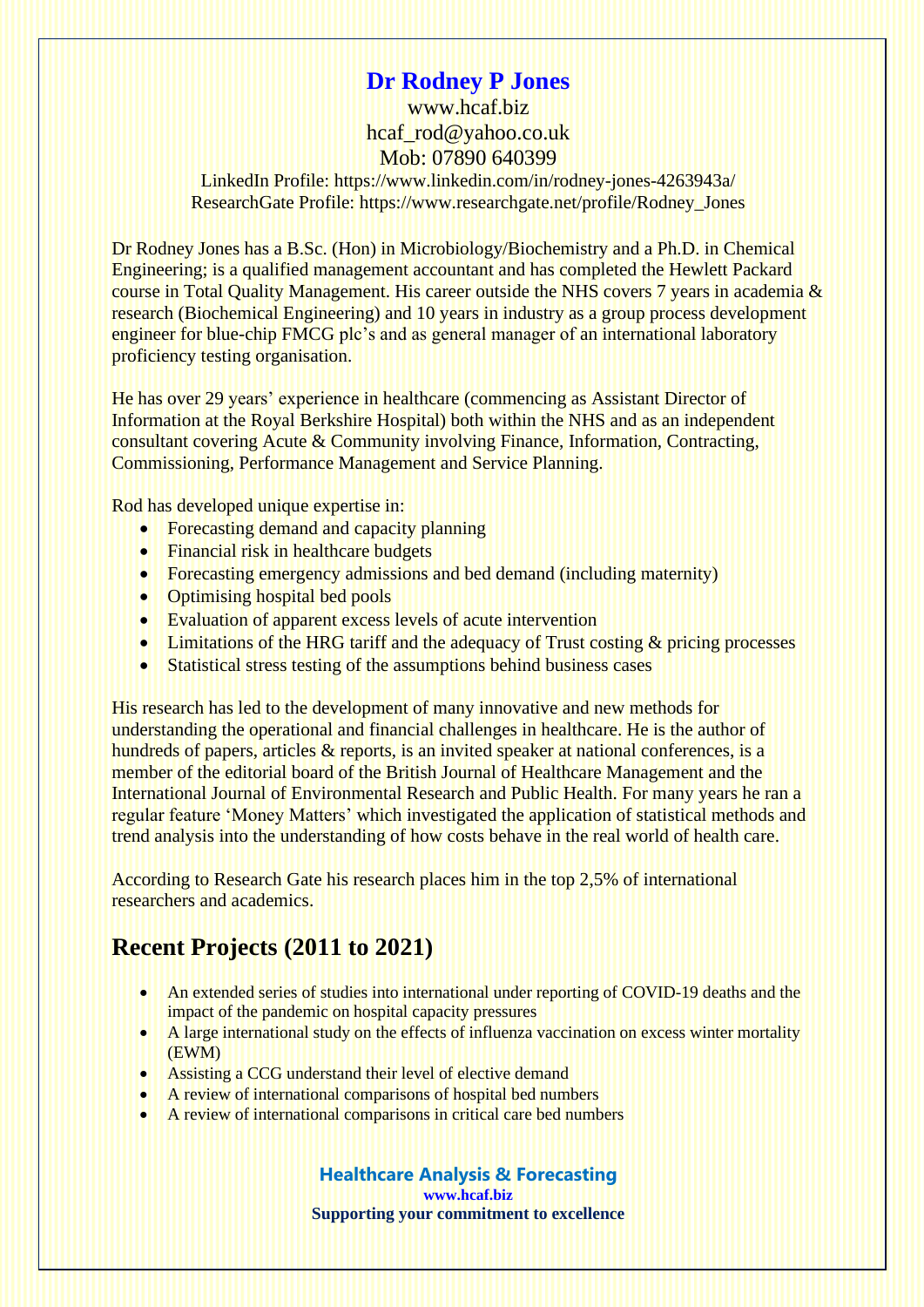# Dr Rodney P Jones

www.hcaf.biz
hcaf_rod@yahoo.co.uk
Mob: 07890 640399
LinkedIn Profile: https://www.linkedin.com/in/rodney-jones-4263943a/
ResearchGate Profile: https://www.researchgate.net/profile/Rodney_Jones

Dr Rodney Jones has a B.Sc. (Hon) in Microbiology/Biochemistry and a Ph.D. in Chemical Engineering; is a qualified management accountant and has completed the Hewlett Packard course in Total Quality Management. His career outside the NHS covers 7 years in academia & research (Biochemical Engineering) and 10 years in industry as a group process development engineer for blue-chip FMCG plc's and as general manager of an international laboratory proficiency testing organisation.

He has over 29 years' experience in healthcare (commencing as Assistant Director of Information at the Royal Berkshire Hospital) both within the NHS and as an independent consultant covering Acute & Community involving Finance, Information, Contracting, Commissioning, Performance Management and Service Planning.

Rod has developed unique expertise in:

- Forecasting demand and capacity planning
- Financial risk in healthcare budgets
- Forecasting emergency admissions and bed demand (including maternity)
- Optimising hospital bed pools
- Evaluation of apparent excess levels of acute intervention
- Limitations of the HRG tariff and the adequacy of Trust costing & pricing processes
- Statistical stress testing of the assumptions behind business cases

His research has led to the development of many innovative and new methods for understanding the operational and financial challenges in healthcare. He is the author of hundreds of papers, articles & reports, is an invited speaker at national conferences, is a member of the editorial board of the British Journal of Healthcare Management and the International Journal of Environmental Research and Public Health. For many years he ran a regular feature 'Money Matters' which investigated the application of statistical methods and trend analysis into the understanding of how costs behave in the real world of health care.

According to Research Gate his research places him in the top 2,5% of international researchers and academics.

## Recent Projects (2011 to 2021)

- An extended series of studies into international under reporting of COVID-19 deaths and the impact of the pandemic on hospital capacity pressures
- A large international study on the effects of influenza vaccination on excess winter mortality (EWM)
- Assisting a CCG understand their level of elective demand
- A review of international comparisons of hospital bed numbers
- A review of international comparisons in critical care bed numbers

**Healthcare Analysis & Forecasting**
**www.hcaf.biz**
**Supporting your commitment to excellence**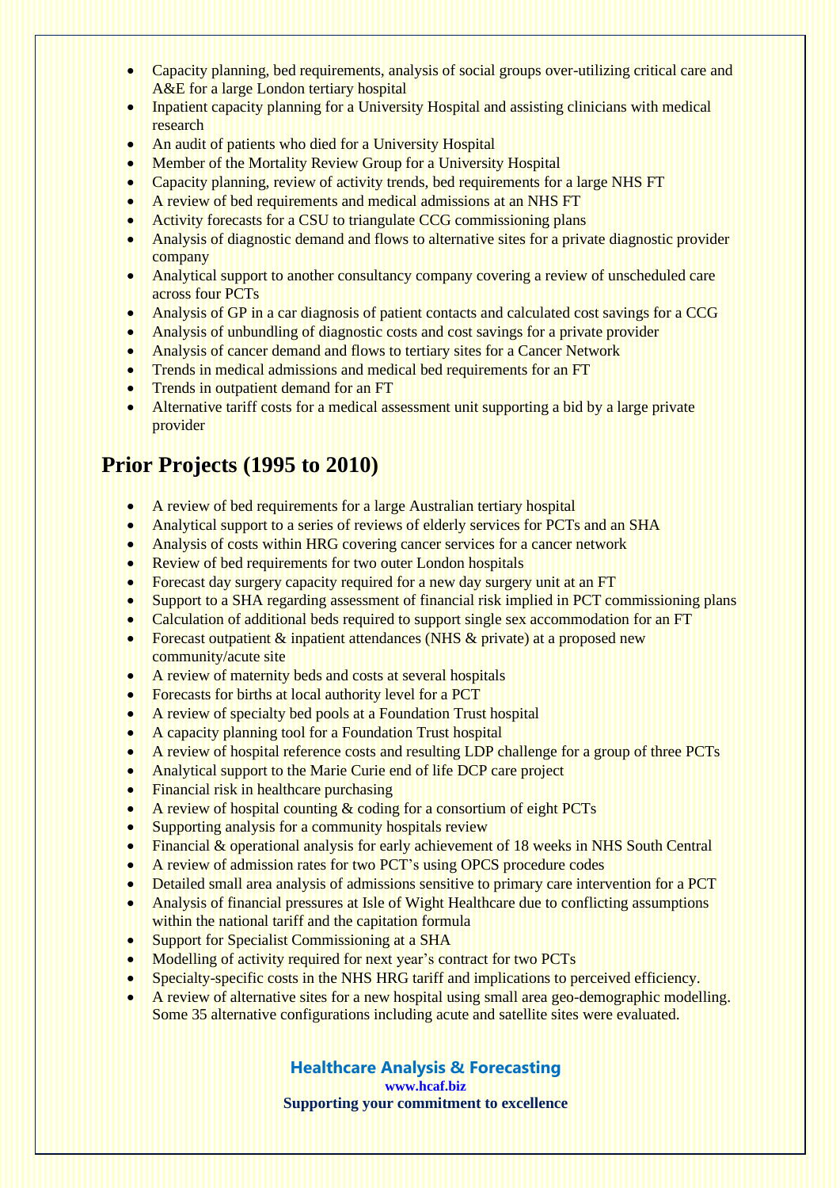- Capacity planning, bed requirements, analysis of social groups over-utilizing critical care and A&E for a large London tertiary hospital
- Inpatient capacity planning for a University Hospital and assisting clinicians with medical research
- An audit of patients who died for a University Hospital
- Member of the Mortality Review Group for a University Hospital
- Capacity planning, review of activity trends, bed requirements for a large NHS FT
- A review of bed requirements and medical admissions at an NHS FT
- Activity forecasts for a CSU to triangulate CCG commissioning plans
- Analysis of diagnostic demand and flows to alternative sites for a private diagnostic provider company
- Analytical support to another consultancy company covering a review of unscheduled care across four PCTs
- Analysis of GP in a car diagnosis of patient contacts and calculated cost savings for a CCG
- Analysis of unbundling of diagnostic costs and cost savings for a private provider
- Analysis of cancer demand and flows to tertiary sites for a Cancer Network
- Trends in medical admissions and medical bed requirements for an FT
- Trends in outpatient demand for an FT
- Alternative tariff costs for a medical assessment unit supporting a bid by a large private provider

## Prior Projects (1995 to 2010)

- A review of bed requirements for a large Australian tertiary hospital
- Analytical support to a series of reviews of elderly services for PCTs and an SHA
- Analysis of costs within HRG covering cancer services for a cancer network
- Review of bed requirements for two outer London hospitals
- Forecast day surgery capacity required for a new day surgery unit at an FT
- Support to a SHA regarding assessment of financial risk implied in PCT commissioning plans
- Calculation of additional beds required to support single sex accommodation for an FT
- Forecast outpatient & inpatient attendances (NHS & private) at a proposed new community/acute site
- A review of maternity beds and costs at several hospitals
- Forecasts for births at local authority level for a PCT
- A review of specialty bed pools at a Foundation Trust hospital
- A capacity planning tool for a Foundation Trust hospital
- A review of hospital reference costs and resulting LDP challenge for a group of three PCTs
- Analytical support to the Marie Curie end of life DCP care project
- Financial risk in healthcare purchasing
- A review of hospital counting & coding for a consortium of eight PCTs
- Supporting analysis for a community hospitals review
- Financial & operational analysis for early achievement of 18 weeks in NHS South Central
- A review of admission rates for two PCT's using OPCS procedure codes
- Detailed small area analysis of admissions sensitive to primary care intervention for a PCT
- Analysis of financial pressures at Isle of Wight Healthcare due to conflicting assumptions within the national tariff and the capitation formula
- Support for Specialist Commissioning at a SHA
- Modelling of activity required for next year's contract for two PCTs
- Specialty-specific costs in the NHS HRG tariff and implications to perceived efficiency.
- A review of alternative sites for a new hospital using small area geo-demographic modelling. Some 35 alternative configurations including acute and satellite sites were evaluated.

**Healthcare Analysis & Forecasting**
**www.hcaf.biz**
**Supporting your commitment to excellence**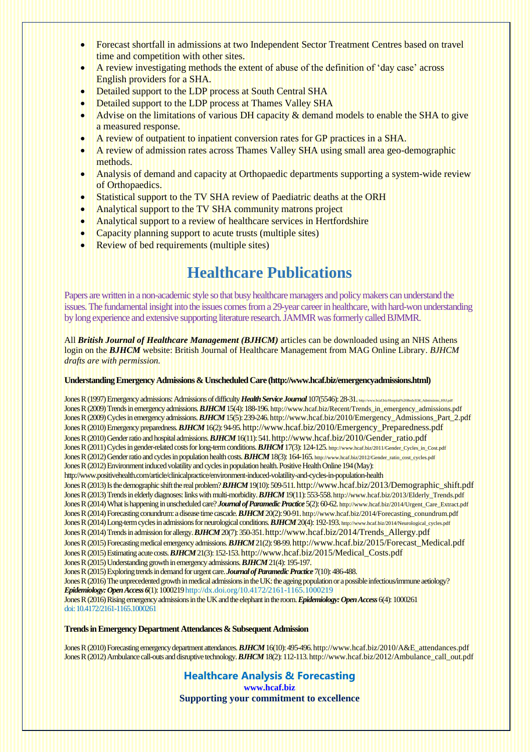- Forecast shortfall in admissions at two Independent Sector Treatment Centres based on travel time and competition with other sites.
- A review investigating methods the extent of abuse of the definition of 'day case' across English providers for a SHA.
- Detailed support to the LDP process at South Central SHA
- Detailed support to the LDP process at Thames Valley SHA
- Advise on the limitations of various DH capacity & demand models to enable the SHA to give a measured response.
- A review of outpatient to inpatient conversion rates for GP practices in a SHA.
- A review of admission rates across Thames Valley SHA using small area geo-demographic methods.
- Analysis of demand and capacity at Orthopaedic departments supporting a system-wide review of Orthopaedics.
- Statistical support to the TV SHA review of Paediatric deaths at the ORH
- Analytical support to the TV SHA community matrons project
- Analytical support to a review of healthcare services in Hertfordshire
- Capacity planning support to acute trusts (multiple sites)
- Review of bed requirements (multiple sites)

# Healthcare Publications

Papers are written in a non-academic style so that busy healthcare managers and policy makers can understand the issues. The fundamental insight into the issues comes from a 29-year career in healthcare, with hard-won understanding by long experience and extensive supporting literature research. JAMMR was formerly called BJMMR.

All ***British Journal of Healthcare Management (BJHCM)*** articles can be downloaded using an NHS Athens login on the ***BJHCM*** website: British Journal of Healthcare Management from MAG Online Library. *BJHCM drafts are with permission.*

**Understanding Emergency Admissions & Unscheduled Care (http://www.hcaf.biz/emergencyadmissions.html)**

Jones R (1997) Emergency admissions: Admissions of difficulty ***Health Service Journal*** 107(5546): 28-31. http://www.hcaf.biz/Hospital%20Beds/EM_Admissions_HSJ.pdf
Jones R (2009) Trends in emergency admissions. ***BJHCM*** 15(4): 188-196. http://www.hcaf.biz/Recent/Trends_in_emergency_admissions.pdf
Jones R (2009) Cycles in emergency admissions. ***BJHCM*** 15(5): 239-246. http://www.hcaf.biz/2010/Emergency_Admissions_Part_2.pdf
Jones R (2010) Emergency preparedness. ***BJHCM*** 16(2): 94-95. http://www.hcaf.biz/2010/Emergency_Preparedness.pdf
Jones R (2010) Gender ratio and hospital admissions. ***BJHCM*** 16(11): 541. http://www.hcaf.biz/2010/Gender_ratio.pdf
Jones R (2011) Cycles in gender-related costs for long-term conditions. ***BJHCM*** 17(3): 124-125. http://www.hcaf.biz/2011/Gender_Cycles_in_Cost.pdf
Jones R (2012) Gender ratio and cycles in population health costs. ***BJHCM*** 18(3): 164-165. http://www.hcaf.biz/2012/Gender_ratio_cost_cycles.pdf
Jones R (2012) Environment induced volatility and cycles in population health. Positive Health Online 194 (May): http://www.positivehealth.com/article/clinicalpractice/environment-induced-volatility-and-cycles-in-population-health
Jones R (2013) Is the demographic shift the real problem? ***BJHCM*** 19(10): 509-511. http://www.hcaf.biz/2013/Demographic_shift.pdf
Jones R (2013) Trends in elderly diagnoses: links with multi-morbidity. ***BJHCM*** 19(11): 553-558. http://www.hcaf.biz/2013/Elderly_Trends.pdf
Jones R (2014) What is happening in unscheduled care? ***Journal of Paramedic Practice*** 5(2): 60-62. http://www.hcaf.biz/2014/Urgent_Care_Extract.pdf
Jones R (2014) Forecasting conundrum: a disease time cascade. ***BJHCM*** 20(2): 90-91. http://www.hcaf.biz/2014/Forecasting_conundrum.pdf
Jones R (2014) Long-term cycles in admissions for neurological conditions. ***BJHCM*** 20(4): 192-193. http://www.hcaf.biz/2014/Neurological_cycles.pdf
Jones R (2014) Trends in admission for allergy. ***BJHCM*** 20(7): 350-351. http://www.hcaf.biz/2014/Trends_Allergy.pdf
Jones R (2015) Forecasting medical emergency admissions. ***BJHCM*** 21(2): 98-99. http://www.hcaf.biz/2015/Forecast_Medical.pdf
Jones R (2015) Estimating acute costs. ***BJHCM*** 21(3): 152-153. http://www.hcaf.biz/2015/Medical_Costs.pdf
Jones R (2015) Understanding growth in emergency admissions. ***BJHCM*** 21(4): 195-197.
Jones R (2015) Exploring trends in demand for urgent care. ***Journal of Paramedic Practice*** 7(10): 486-488.
Jones R (2016) The unprecedented growth in medical admissions in the UK: the ageing population or a possible infectious/immune aetiology? ***Epidemiology: Open Access 6***(1): 1000219 http://dx.doi.org/10.4172/2161-1165.1000219
Jones R (2016) Rising emergency admissions in the UK and the elephant in the room. ***Epidemiology: Open Access*** 6(4): 1000261 doi: 10.4172/2161-1165.1000261

**Trends in Emergency Department Attendances & Subsequent Admission**

Jones R (2010) Forecasting emergency department attendances. ***BJHCM*** 16(10): 495-496. http://www.hcaf.biz/2010/A&E_attendances.pdf
Jones R (2012) Ambulance call-outs and disruptive technology. ***BJHCM*** 18(2): 112-113. http://www.hcaf.biz/2012/Ambulance_call_out.pdf

**Healthcare Analysis & Forecasting**
**www.hcaf.biz**
**Supporting your commitment to excellence**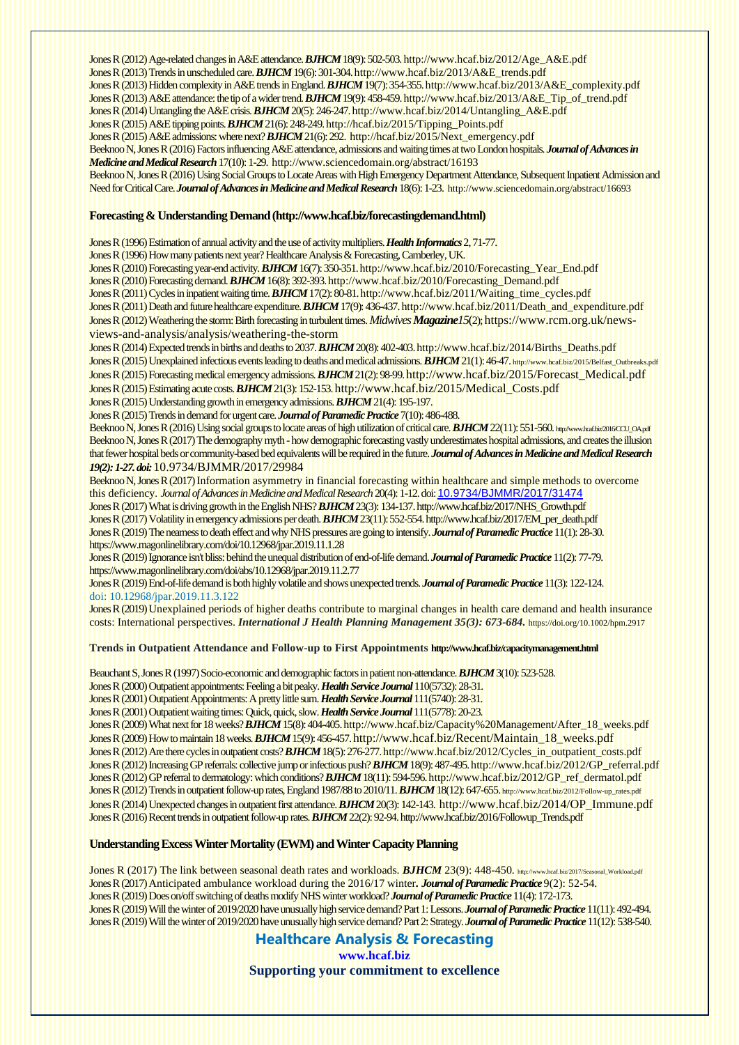Jones R (2012) Age-related changes in A&E attendance. ***BJHCM*** 18(9): 502-503. http://www.hcaf.biz/2012/Age_A&E.pdf
Jones R (2013) Trends in unscheduled care. ***BJHCM*** 19(6): 301-304. http://www.hcaf.biz/2013/A&E_trends.pdf
Jones R (2013) Hidden complexity in A&E trends in England. ***BJHCM*** 19(7): 354-355. http://www.hcaf.biz/2013/A&E_complexity.pdf
Jones R (2013) A&E attendance: the tip of a wider trend. ***BJHCM*** 19(9): 458-459. http://www.hcaf.biz/2013/A&E_Tip_of_trend.pdf
Jones R (2014) Untangling the A&E crisis. ***BJHCM*** 20(5): 246-247. http://www.hcaf.biz/2014/Untangling_A&E.pdf
Jones R (2015) A&E tipping points. ***BJHCM*** 21(6): 248-249. http://hcaf.biz/2015/Tipping_Points.pdf
Jones R (2015) A&E admissions: where next? ***BJHCM*** 21(6): 292. http://hcaf.biz/2015/Next_emergency.pdf
Beeknoo N, Jones R (2016) Factors influencing A&E attendance, admissions and waiting times at two London hospitals. ***Journal of Advances in Medicine and Medical Research*** 17(10): 1-29. http://www.sciencedomain.org/abstract/16193
Beeknoo N, Jones R (2016) Using Social Groups to Locate Areas with High Emergency Department Attendance, Subsequent Inpatient Admission and Need for Critical Care. ***Journal of Advances in Medicine and Medical Research*** 18(6): 1-23. http://www.sciencedomain.org/abstract/16693

### Forecasting & Understanding Demand (http://www.hcaf.biz/forecastingdemand.html)

Jones R (1996) Estimation of annual activity and the use of activity multipliers. ***Health Informatics*** 2, 71-77.
Jones R (1996) How many patients next year? Healthcare Analysis & Forecasting, Camberley, UK.
Jones R (2010) Forecasting year-end activity. ***BJHCM*** 16(7): 350-351. http://www.hcaf.biz/2010/Forecasting_Year_End.pdf
Jones R (2010) Forecasting demand. ***BJHCM*** 16(8): 392-393. http://www.hcaf.biz/2010/Forecasting_Demand.pdf
Jones R (2011) Cycles in inpatient waiting time. ***BJHCM*** 17(2): 80-81. http://www.hcaf.biz/2011/Waiting_time_cycles.pdf
Jones R (2011) Death and future healthcare expenditure. ***BJHCM*** 17(9): 436-437. http://www.hcaf.biz/2011/Death_and_expenditure.pdf
Jones R (2012) Weathering the storm: Birth forecasting in turbulent times. *Midwives **Magazine** 15*(2); https://www.rcm.org.uk/news-views-and-analysis/analysis/weathering-the-storm
Jones R (2014) Expected trends in births and deaths to 2037. ***BJHCM*** 20(8): 402-403. http://www.hcaf.biz/2014/Births_Deaths.pdf
Jones R (2015) Unexplained infectious events leading to deaths and medical admissions. ***BJHCM*** 21(1): 46-47. http://www.hcaf.biz/2015/Belfast_Outbreaks.pdf
Jones R (2015) Forecasting medical emergency admissions. ***BJHCM*** 21(2): 98-99. http://www.hcaf.biz/2015/Forecast_Medical.pdf
Jones R (2015) Estimating acute costs. ***BJHCM*** 21(3): 152-153. http://www.hcaf.biz/2015/Medical_Costs.pdf
Jones R (2015) Understanding growth in emergency admissions. ***BJHCM*** 21(4): 195-197.
Jones R (2015) Trends in demand for urgent care. ***Journal of Paramedic Practice*** 7(10): 486-488.
Beeknoo N, Jones R (2016) Using social groups to locate areas of high utilization of critical care. ***BJHCM*** 22(11): 551-560. http://www.hcaf.biz/2016/CCU_OA.pdf
Beeknoo N, Jones R (2017) The demography myth - how demographic forecasting vastly underestimates hospital admissions, and creates the illusion that fewer hospital beds or community-based bed equivalents will be required in the future. ***Journal of Advances in Medicine and Medical Research 19(2): 1-27. doi:*** 10.9734/BJMMR/2017/29984
Beeknoo N, Jones R (2017) Information asymmetry in financial forecasting within healthcare and simple methods to overcome this deficiency. *Journal of Advances in Medicine and Medical Research* 20(4): 1-12. doi: 10.9734/BJMMR/2017/31474
Jones R (2017) What is driving growth in the English NHS? ***BJHCM*** 23(3): 134-137. http://www.hcaf.biz/2017/NHS_Growth.pdf
Jones R (2017) Volatility in emergency admissions per death. ***BJHCM*** 23(11): 552-554. http://www.hcaf.biz/2017/EM_per_death.pdf
Jones R (2019) The nearness to death effect and why NHS pressures are going to intensify. ***Journal of Paramedic Practice*** 11(1): 28-30. https://www.magonlinelibrary.com/doi/10.12968/jpar.2019.11.1.28
Jones R (2019) Ignorance isn't bliss: behind the unequal distribution of end-of-life demand. ***Journal of Paramedic Practice*** 11(2): 77-79. https://www.magonlinelibrary.com/doi/abs/10.12968/jpar.2019.11.2.77
Jones R (2019) End-of-life demand is both highly volatile and shows unexpected trends. ***Journal of Paramedic Practice*** 11(3): 122-124. doi: 10.12968/jpar.2019.11.3.122
Jones R (2019) Unexplained periods of higher deaths contribute to marginal changes in health care demand and health insurance costs: International perspectives. ***International J Health Planning Management 35(3): 673-684.*** https://doi.org/10.1002/hpm.2917

### Trends in Outpatient Attendance and Follow-up to First Appointments http://www.hcaf.biz/capacitymanagement.html

Beauchant S, Jones R (1997) Socio-economic and demographic factors in patient non-attendance. ***BJHCM*** 3(10): 523-528.
Jones R (2000) Outpatient appointments: Feeling a bit peaky. ***Health Service Journal*** 110(5732): 28-31.
Jones R (2001) Outpatient Appointments: A pretty little sum. ***Health Service Journal*** 111(5740): 28-31.
Jones R (2001) Outpatient waiting times: Quick, quick, slow. ***Health Service Journal*** 111(5778): 20-23.
Jones R (2009) What next for 18 weeks? ***BJHCM*** 15(8): 404-405. http://www.hcaf.biz/Capacity%20Management/After_18_weeks.pdf
Jones R (2009) How to maintain 18 weeks. ***BJHCM*** 15(9): 456-457. http://www.hcaf.biz/Recent/Maintain_18_weeks.pdf
Jones R (2012) Are there cycles in outpatient costs? ***BJHCM*** 18(5): 276-277. http://www.hcaf.biz/2012/Cycles_in_outpatient_costs.pdf
Jones R (2012) Increasing GP referrals: collective jump or infectious push? ***BJHCM*** 18(9): 487-495. http://www.hcaf.biz/2012/GP_referral.pdf
Jones R (2012) GP referral to dermatology: which conditions? ***BJHCM*** 18(11): 594-596. http://www.hcaf.biz/2012/GP_ref_dermatol.pdf
Jones R (2012) Trends in outpatient follow-up rates, England 1987/88 to 2010/11. ***BJHCM*** 18(12): 647-655. http://www.hcaf.biz/2012/Follow-up_rates.pdf
Jones R (2014) Unexpected changes in outpatient first attendance. ***BJHCM*** 20(3): 142-143. http://www.hcaf.biz/2014/OP_Immune.pdf
Jones R (2016) Recent trends in outpatient follow-up rates. ***BJHCM*** 22(2): 92-94. http://www.hcaf.biz/2016/Followup_Trends.pdf

### Understanding Excess Winter Mortality (EWM) and Winter Capacity Planning

Jones R (2017) The link between seasonal death rates and workloads. ***BJHCM*** 23(9): 448-450. http://www.hcaf.biz/2017/Seasonal_Workload.pdf
Jones R (2017) Anticipated ambulance workload during the 2016/17 winter. ***Journal of Paramedic Practice*** 9(2): 52-54.
Jones R (2019) Does on/off switching of deaths modify NHS winter workload? ***Journal of Paramedic Practice*** 11(4): 172-173.
Jones R (2019) Will the winter of 2019/2020 have unusually high service demand? Part 1: Lessons. ***Journal of Paramedic Practice*** 11(11): 492-494.
Jones R (2019) Will the winter of 2019/2020 have unusually high service demand? Part 2: Strategy. ***Journal of Paramedic Practice*** 11(12): 538-540.

**Healthcare Analysis & Forecasting**
**www.hcaf.biz**
**Supporting your commitment to excellence**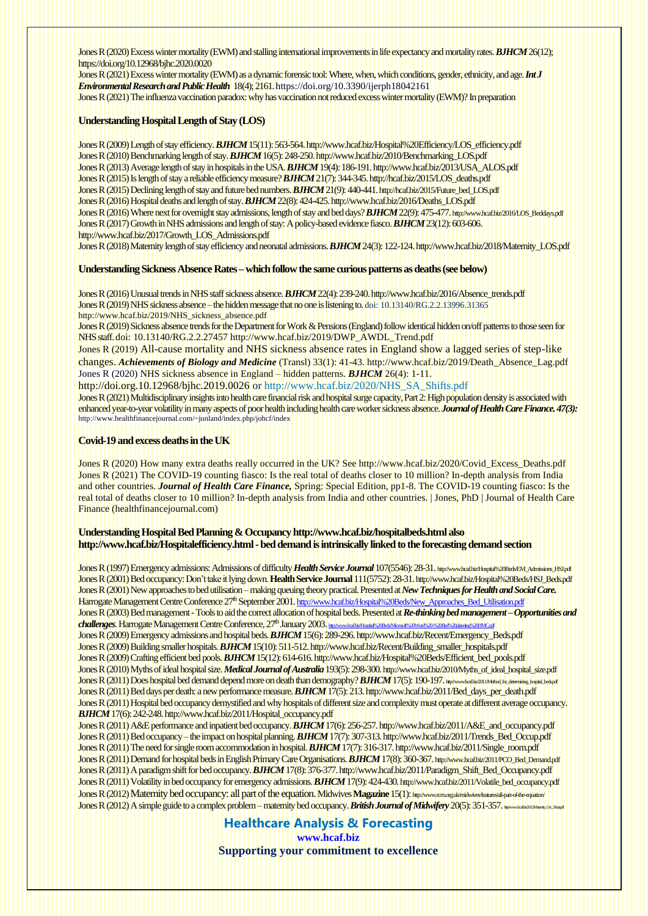Jones R (2020) Excess winter mortality (EWM) and stalling international improvements in life expectancy and mortality rates. ***BJHCM*** 26(12); https://doi.org/10.12968/bjhc.2020.0020

Jones R (2021) Excess winter mortality (EWM) as a dynamic forensic tool: Where, when, which conditions, gender, ethnicity, and age. ***Int J Environmental Research and Public Health*** 18(4); 2161. https://doi.org/10.3390/ijerph18042161

Jones R (2021) The influenza vaccination paradox: why has vaccination not reduced excess winter mortality (EWM)? In preparation

### Understanding Hospital Length of Stay (LOS)

Jones R (2009) Length of stay efficiency. ***BJHCM*** 15(11): 563-564. http://www.hcaf.biz/Hospital%20Efficiency/LOS_efficiency.pdf

Jones R (2010) Benchmarking length of stay. ***BJHCM*** 16(5): 248-250. http://www.hcaf.biz/2010/Benchmarking_LOS.pdf

Jones R (2013) Average length of stay in hospitals in the USA. ***BJHCM*** 19(4): 186-191. http://www.hcaf.biz/2013/USA_ALOS.pdf

Jones R (2015) Is length of stay a reliable efficiency measure? ***BJHCM*** 21(7): 344-345. http://hcaf.biz/2015/LOS_deaths.pdf

Jones R (2015) Declining length of stay and future bed numbers. ***BJHCM*** 21(9): 440-441. http://hcaf.biz/2015/Future_bed_LOS.pdf

Jones R (2016) Hospital deaths and length of stay. ***BJHCM*** 22(8): 424-425. http://www.hcaf.biz/2016/Deaths_LOS.pdf

Jones R (2016) Where next for overnight stay admissions, length of stay and bed days? ***BJHCM*** 22(9): 475-477. http://www.hcaf.biz/2016/LOS_Beddays.pdf

Jones R (2017) Growth in NHS admissions and length of stay: A policy-based evidence fiasco. ***BJHCM*** 23(12): 603-606. http://www.hcaf.biz/2017/Growth_LOS_Admissions.pdf

Jones R (2018) Maternity length of stay efficiency and neonatal admissions. ***BJHCM*** 24(3): 122-124. http://www.hcaf.biz/2018/Maternity_LOS.pdf

### Understanding Sickness Absence Rates – which follow the same curious patterns as deaths (see below)

Jones R (2016) Unusual trends in NHS staff sickness absence. ***BJHCM*** 22(4): 239-240. http://www.hcaf.biz/2016/Absence_trends.pdf

Jones R (2019) NHS sickness absence – the hidden message that no one is listening to. doi: 10.13140/RG.2.2.13996.31365 http://www.hcaf.biz/2019/NHS_sickness_absence.pdf

Jones R (2019) Sickness absence trends for the Department for Work & Pensions (England) follow identical hidden on/off patterns to those seen for NHS staff. doi: 10.13140/RG.2.2.27457 http://www.hcaf.biz/2019/DWP_AWDL_Trend.pdf

Jones R (2019) All-cause mortality and NHS sickness absence rates in England show a lagged series of step-like changes. ***Achievements of Biology and Medicine*** (Transl) 33(1): 41-43. http://www.hcaf.biz/2019/Death_Absence_Lag.pdf

Jones R (2020) NHS sickness absence in England – hidden patterns. ***BJHCM*** 26(4): 1-11. http://doi.org.10.12968/bjhc.2019.0026 or http://www.hcaf.biz/2020/NHS_SA_Shifts.pdf

Jones R (2021) Multidisciplinary insights into health care financial risk and hospital surge capacity, Part 2: High population density is associated with enhanced year-to-year volatility in many aspects of poor health including health care worker sickness absence. ***Journal of Health Care Finance. 47(3):*** http://www.healthfinancejournal.com/~junland/index.php/johcf/index

### Covid-19 and excess deaths in the UK

Jones R (2020) How many extra deaths really occurred in the UK? See http://www.hcaf.biz/2020/Covid_Excess_Deaths.pdf

Jones R (2021) The COVID-19 counting fiasco: Is the real total of deaths closer to 10 million? In-depth analysis from India and other countries. ***Journal of Health Care Finance,*** Spring: Special Edition, pp1-8. The COVID-19 counting fiasco: Is the real total of deaths closer to 10 million? In-depth analysis from India and other countries. | Jones, PhD | Journal of Health Care Finance (healthfinancejournal.com)

### Understanding Hospital Bed Planning & Occupancy http://www.hcaf.biz/hospitalbeds.html also http://www.hcaf.biz/Hospitalefficiency.html - bed demand is intrinsically linked to the forecasting demand section

Jones R (1997) Emergency admissions: Admissions of difficulty ***Health Service Journal*** 107(5546): 28-31. http://www.hcaf.biz/Hospital%20Beds/EM_Admissions_HSJ.pdf

Jones R (2001) Bed occupancy: Don't take it lying down. **Health Service Journal** 111(5752): 28-31. http://www.hcaf.biz/Hospital%20Beds/HSJ_Beds.pdf

Jones R (2001) New approaches to bed utilisation – making queuing theory practical. Presented at ***New Techniques for Health and Social Care.*** Harrogate Management Centre Conference 27th September 2001. http://www.hcaf.biz/Hospital%20Beds/New_Approaches_Bed_Utilisation.pdf

Jones R (2003) Bed management - Tools to aid the correct allocation of hospital beds. Presented at ***Re-thinking bed management – Opportunities and challenges***. Harrogate Management Centre Conference, 27th January 2003. http://www.hcaf.biz/Hospital%20Beds/Microsoft%20Word%20-%20Bed%20planning%20HMC.pdf

Jones R (2009) Emergency admissions and hospital beds. ***BJHCM*** 15(6): 289-296. http://www.hcaf.biz/Recent/Emergency_Beds.pdf

Jones R (2009) Building smaller hospitals. ***BJHCM*** 15(10): 511-512. http://www.hcaf.biz/Recent/Building_smaller_hospitals.pdf

Jones R (2009) Crafting efficient bed pools. ***BJHCM*** 15(12): 614-616. http://www.hcaf.biz/Hospital%20Beds/Efficient_bed_pools.pdf

Jones R (2010) Myths of ideal hospital size. ***Medical Journal of Australia*** 193(5): 298-300. http://www.hcaf.biz/2010/Myths_of_ideal_hospital_size.pdf

Jones R (2011) Does hospital bed demand depend more on death than demography? ***BJHCM*** 17(5): 190-197. http://www.hcaf.biz/2011/Method_for_determining_hospital_beds.pdf

Jones R (2011) Bed days per death: a new performance measure. ***BJHCM*** 17(5): 213. http://www.hcaf.biz/2011/Bed_days_per_death.pdf

Jones R (2011) Hospital bed occupancy demystified and why hospitals of different size and complexity must operate at different average occupancy. ***BJHCM*** 17(6): 242-248. http://www.hcaf.biz/2011/Hospital_occupancy.pdf

Jones R (2011) A&E performance and inpatient bed occupancy. ***BJHCM*** 17(6): 256-257. http://www.hcaf.biz/2011/A&E_and_occupancy.pdf

Jones R (2011) Bed occupancy – the impact on hospital planning. ***BJHCM*** 17(7): 307-313. http://www.hcaf.biz/2011/Trends_Bed_Occup.pdf

Jones R (2011) The need for single room accommodation in hospital. ***BJHCM*** 17(7): 316-317. http://www.hcaf.biz/2011/Single_room.pdf

Jones R (2011) Demand for hospital beds in English Primary Care Organisations. ***BJHCM*** 17(8): 360-367. http://www.hcaf.biz/2011/PCO_Bed_Demand.pdf

Jones R (2011) A paradigm shift for bed occupancy. ***BJHCM*** 17(8): 376-377. http://www.hcaf.biz/2011/Paradigm_Shift_Bed_Occupancy.pdf

Jones R (2011) Volatility in bed occupancy for emergency admissions. ***BJHCM*** 17(9): 424-430. http://www.hcaf.biz/2011/Volatile_bed_occupancy.pdf

Jones R (2012) Maternity bed occupancy: all part of the equation. Midwives **Magazine** 15(1): http://www.rcm.org.uk/midwives/features/all-part-of-the-equation/

Jones R (2012) A simple guide to a complex problem – maternity bed occupancy. ***British Journal of Midwifery*** 20(5): 351-357. http://www.hcaf.biz/2012/Maternity_Occ_Short.pdf

**Healthcare Analysis & Forecasting**

**www.hcaf.biz**

**Supporting your commitment to excellence**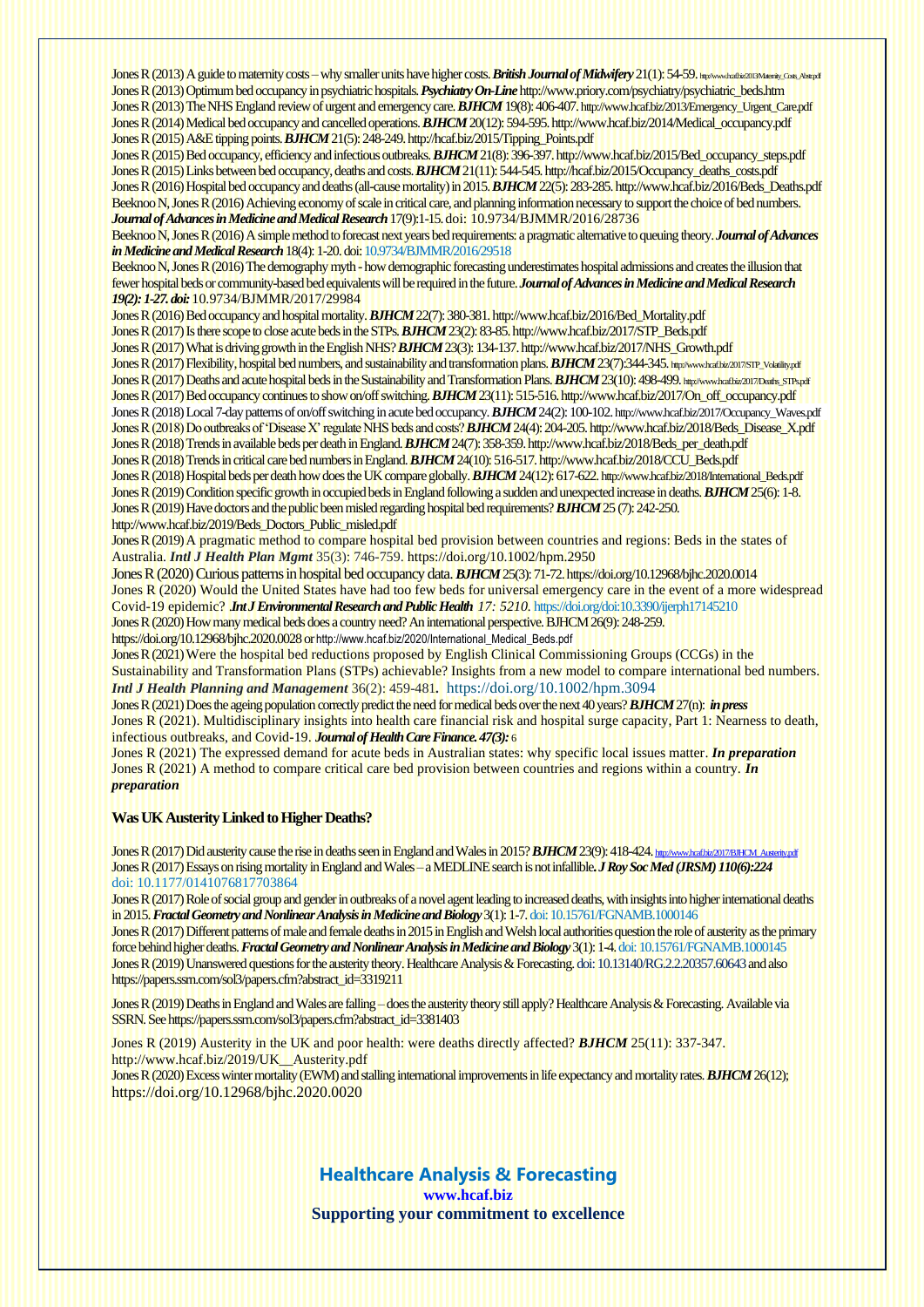Jones R (2013) A guide to maternity costs – why smaller units have higher costs. ***British Journal of Midwifery*** 21(1): 54-59. http://www.hcaf.biz/2013/Maternity_Costs_Abstr.pdf

Jones R (2013) Optimum bed occupancy in psychiatric hospitals. ***Psychiatry On-Line*** http://www.priory.com/psychiatry/psychiatric_beds.htm

Jones R (2013) The NHS England review of urgent and emergency care. ***BJHCM*** 19(8): 406-407. http://www.hcaf.biz/2013/Emergency_Urgent_Care.pdf

Jones R (2014) Medical bed occupancy and cancelled operations. ***BJHCM*** 20(12): 594-595. http://www.hcaf.biz/2014/Medical_occupancy.pdf

Jones R (2015) A&E tipping points. ***BJHCM*** 21(5): 248-249. http://hcaf.biz/2015/Tipping_Points.pdf

Jones R (2015) Bed occupancy, efficiency and infectious outbreaks. ***BJHCM*** 21(8): 396-397. http://www.hcaf.biz/2015/Bed_occupancy_steps.pdf

Jones R (2015) Links between bed occupancy, deaths and costs. ***BJHCM*** 21(11): 544-545. http://hcaf.biz/2015/Occupancy_deaths_costs.pdf

Jones R (2016) Hospital bed occupancy and deaths (all-cause mortality) in 2015. ***BJHCM*** 22(5): 283-285. http://www.hcaf.biz/2016/Beds_Deaths.pdf

Beeknoo N, Jones R (2016) Achieving economy of scale in critical care, and planning information necessary to support the choice of bed numbers. ***Journal of Advances in Medicine and Medical Research*** 17(9):1-15. doi: 10.9734/BJMMR/2016/28736

Beeknoo N, Jones R (2016) A simple method to forecast next years bed requirements: a pragmatic alternative to queuing theory. ***Journal of Advances in Medicine and Medical Research*** 18(4): 1-20. doi: 10.9734/BJMMR/2016/29518

Beeknoo N, Jones R (2016) The demography myth - how demographic forecasting underestimates hospital admissions and creates the illusion that fewer hospital beds or community-based bed equivalents will be required in the future. ***Journal of Advances in Medicine and Medical Research 19(2): 1-27. doi:*** 10.9734/BJMMR/2017/29984

Jones R (2016) Bed occupancy and hospital mortality. ***BJHCM*** 22(7): 380-381. http://www.hcaf.biz/2016/Bed_Mortality.pdf

Jones R (2017) Is there scope to close acute beds in the STPs. ***BJHCM*** 23(2): 83-85. http://www.hcaf.biz/2017/STP_Beds.pdf

Jones R (2017) What is driving growth in the English NHS? ***BJHCM*** 23(3): 134-137. http://www.hcaf.biz/2017/NHS_Growth.pdf

Jones R (2017) Flexibility, hospital bed numbers, and sustainability and transformation plans. ***BJHCM*** 23(7):344-345. http://www.hcaf.biz/2017/STP_Volatility.pdf

Jones R (2017) Deaths and acute hospital beds in the Sustainability and Transformation Plans. ***BJHCM*** 23(10): 498-499. http://www.hcaf.biz/2017/Deaths_STPs.pdf

Jones R (2017) Bed occupancy continues to show on/off switching. ***BJHCM*** 23(11): 515-516. http://www.hcaf.biz/2017/On_off_occupancy.pdf

Jones R (2018) Local 7-day patterns of on/off switching in acute bed occupancy. ***BJHCM*** 24(2): 100-102. http://www.hcaf.biz/2017/Occupancy_Waves.pdf

Jones R (2018) Do outbreaks of 'Disease X' regulate NHS beds and costs? ***BJHCM*** 24(4): 204-205. http://www.hcaf.biz/2018/Beds_Disease_X.pdf

Jones R (2018) Trends in available beds per death in England. ***BJHCM*** 24(7): 358-359. http://www.hcaf.biz/2018/Beds_per_death.pdf

Jones R (2018) Trends in critical care bed numbers in England. ***BJHCM*** 24(10): 516-517. http://www.hcaf.biz/2018/CCU_Beds.pdf

Jones R (2018) Hospital beds per death how does the UK compare globally. ***BJHCM*** 24(12): 617-622. http://www.hcaf.biz/2018/International_Beds.pdf

Jones R (2019) Condition specific growth in occupied beds in England following a sudden and unexpected increase in deaths. ***BJHCM*** 25(6): 1-8.

Jones R (2019) Have doctors and the public been misled regarding hospital bed requirements? ***BJHCM*** 25 (7): 242-250. http://www.hcaf.biz/2019/Beds_Doctors_Public_misled.pdf

Jones R (2019) A pragmatic method to compare hospital bed provision between countries and regions: Beds in the states of Australia. ***Intl J Health Plan Mgmt*** 35(3): 746-759. https://doi.org/10.1002/hpm.2950

Jones R (2020) Curious patterns in hospital bed occupancy data. ***BJHCM*** 25(3): 71-72. https://doi.org/10.12968/bjhc.2020.0014

Jones R (2020) Would the United States have had too few beds for universal emergency care in the event of a more widespread Covid-19 epidemic? ***Int J Environmental Research and Public Health*** *17: 5210.* https://doi.org/doi:10.3390/ijerph17145210

Jones R (2020) How many medical beds does a country need? An international perspective. BJHCM 26(9): 248-259. https://doi.org/10.12968/bjhc.2020.0028 or http://www.hcaf.biz/2020/International_Medical_Beds.pdf

Jones R (2021) Were the hospital bed reductions proposed by English Clinical Commissioning Groups (CCGs) in the Sustainability and Transformation Plans (STPs) achievable? Insights from a new model to compare international bed numbers. ***Intl J Health Planning and Management*** 36(2): 459-481. https://doi.org/10.1002/hpm.3094

Jones R (2021) Does the ageing population correctly predict the need for medical beds over the next 40 years? ***BJHCM*** 27(n): ***in press***

Jones R (2021). Multidisciplinary insights into health care financial risk and hospital surge capacity, Part 1: Nearness to death, infectious outbreaks, and Covid-19. ***Journal of Health Care Finance. 47(3):*** 6

Jones R (2021) The expressed demand for acute beds in Australian states: why specific local issues matter. ***In preparation***

Jones R (2021) A method to compare critical care bed provision between countries and regions within a country. ***In preparation***

## Was UK Austerity Linked to Higher Deaths?

Jones R (2017) Did austerity cause the rise in deaths seen in England and Wales in 2015? ***BJHCM*** 23(9): 418-424. http://www.hcaf.biz/2017/BJHCM_Austerity.pdf

Jones R (2017) Essays on rising mortality in England and Wales – a MEDLINE search is not infallible. ***J Roy Soc Med (JRSM) 110(6):224*** doi: 10.1177/0141076817703864

Jones R (2017) Role of social group and gender in outbreaks of a novel agent leading to increased deaths, with insights into higher international deaths in 2015. ***Fractal Geometry and Nonlinear Analysis in Medicine and Biology*** 3(1): 1-7. doi: 10.15761/FGNAMB.1000146

Jones R (2017) Different patterns of male and female deaths in 2015 in English and Welsh local authorities question the role of austerity as the primary force behind higher deaths. ***Fractal Geometry and Nonlinear Analysis in Medicine and Biology*** 3(1): 1-4. doi: 10.15761/FGNAMB.1000145

Jones R (2019) Unanswered questions for the austerity theory. Healthcare Analysis & Forecasting. doi: 10.13140/RG.2.2.20357.60643 and also https://papers.ssrn.com/sol3/papers.cfm?abstract_id=3319211

Jones R (2019) Deaths in England and Wales are falling – does the austerity theory still apply? Healthcare Analysis & Forecasting. Available via SSRN. See https://papers.ssrn.com/sol3/papers.cfm?abstract_id=3381403

Jones R (2019) Austerity in the UK and poor health: were deaths directly affected? ***BJHCM*** 25(11): 337-347. http://www.hcaf.biz/2019/UK__Austerity.pdf

Jones R (2020) Excess winter mortality (EWM) and stalling international improvements in life expectancy and mortality rates. ***BJHCM*** 26(12); https://doi.org/10.12968/bjhc.2020.0020

**Healthcare Analysis & Forecasting**
**www.hcaf.biz**
**Supporting your commitment to excellence**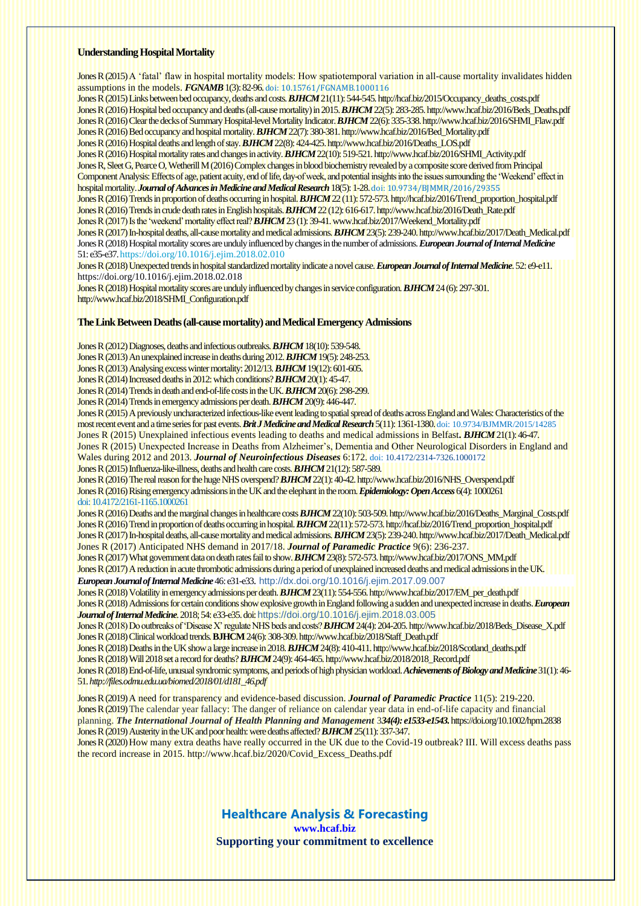### Understanding Hospital Mortality

Jones R (2015) A 'fatal' flaw in hospital mortality models: How spatiotemporal variation in all-cause mortality invalidates hidden assumptions in the models. ***FGNAMB*** 1(3): 82-96. doi: 10.15761/FGNAMB.1000116

Jones R (2015) Links between bed occupancy, deaths and costs. ***BJHCM*** 21(11): 544-545. http://hcaf.biz/2015/Occupancy_deaths_costs.pdf

Jones R (2016) Hospital bed occupancy and deaths (all-cause mortality) in 2015. ***BJHCM*** 22(5): 283-285. http://www.hcaf.biz/2016/Beds_Deaths.pdf

Jones R (2016) Clear the decks of Summary Hospital-level Mortality Indicator. ***BJHCM*** 22(6): 335-338. http://www.hcaf.biz/2016/SHMI_Flaw.pdf

Jones R (2016) Bed occupancy and hospital mortality. ***BJHCM*** 22(7): 380-381. http://www.hcaf.biz/2016/Bed_Mortality.pdf

Jones R (2016) Hospital deaths and length of stay. ***BJHCM*** 22(8): 424-425. http://www.hcaf.biz/2016/Deaths_LOS.pdf

Jones R (2016) Hospital mortality rates and changes in activity. ***BJHCM*** 22(10): 519-521. http://www.hcaf.biz/2016/SHMI_Activity.pdf

Jones R, Sleet G, Pearce O, Wetherill M (2016) Complex changes in blood biochemistry revealed by a composite score derived from Principal Component Analysis: Effects of age, patient acuity, end of life, day-of-week, and potential insights into the issues surrounding the 'Weekend' effect in hospital mortality. ***Journal of Advances in Medicine and Medical Research*** 18(5): 1-28. doi: 10.9734/BJMMR/2016/29355

Jones R (2016) Trends in proportion of deaths occurring in hospital. ***BJHCM*** 22 (11): 572-573. http://hcaf.biz/2016/Trend_proportion_hospital.pdf

Jones R (2016) Trends in crude death rates in English hospitals. ***BJHCM*** 22 (12): 616-617. http://www.hcaf.biz/2016/Death_Rate.pdf

Jones R (2017) Is the 'weekend' mortality effect real? ***BJHCM*** 23 (1): 39-41. www.hcaf.biz/2017/Weekend_Mortality.pdf

Jones R (2017) In-hospital deaths, all-cause mortality and medical admissions. ***BJHCM*** 23(5): 239-240. http://www.hcaf.biz/2017/Death_Medical.pdf

Jones R (2018) Hospital mortality scores are unduly influenced by changes in the number of admissions. ***European Journal of Internal Medicine*** 51: e35-e37. https://doi.org/10.1016/j.ejim.2018.02.010

Jones R (2018) Unexpected trends in hospital standardized mortality indicate a novel cause. ***European Journal of Internal Medicine***. 52: e9-e11. https://doi.org/10.1016/j.ejim.2018.02.018

Jones R (2018) Hospital mortality scores are unduly influenced by changes in service configuration. ***BJHCM*** 24 (6): 297-301. http://www.hcaf.biz/2018/SHMI_Configuration.pdf

### The Link Between Deaths (all-cause mortality) and Medical Emergency Admissions

Jones R (2012) Diagnoses, deaths and infectious outbreaks. ***BJHCM*** 18(10): 539-548.

Jones R (2013) An unexplained increase in deaths during 2012. ***BJHCM*** 19(5): 248-253.

Jones R (2013) Analysing excess winter mortality: 2012/13. ***BJHCM*** 19(12): 601-605.

Jones R (2014) Increased deaths in 2012: which conditions? ***BJHCM*** 20(1): 45-47.

Jones R (2014) Trends in death and end-of-life costs in the UK. ***BJHCM*** 20(6): 298-299.

Jones R (2014) Trends in emergency admissions per death. ***BJHCM*** 20(9): 446-447.

Jones R (2015) A previously uncharacterized infectious-like event leading to spatial spread of deaths across England and Wales: Characteristics of the most recent event and a time series for past events. ***Brit J Medicine and Medical Research*** 5(11): 1361-1380. doi: 10.9734/BJMMR/2015/14285

Jones R (2015) Unexplained infectious events leading to deaths and medical admissions in Belfast. ***BJHCM*** 21(1): 46-47.

Jones R (2015) Unexpected Increase in Deaths from Alzheimer's, Dementia and Other Neurological Disorders in England and Wales during 2012 and 2013. ***Journal of Neuroinfectious Diseases*** 6:172. doi: 10.4172/2314-7326.1000172

Jones R (2015) Influenza-like-illness, deaths and health care costs. ***BJHCM*** 21(12): 587-589.

Jones R (2016) The real reason for the huge NHS overspend? ***BJHCM*** 22(1): 40-42. http://www.hcaf.biz/2016/NHS_Overspend.pdf

Jones R (2016) Rising emergency admissions in the UK and the elephant in the room. ***Epidemiology: Open Access*** 6(4): 1000261 doi: 10.4172/2161-1165.1000261

Jones R (2016) Deaths and the marginal changes in healthcare costs ***BJHCM*** 22(10): 503-509. http://www.hcaf.biz/2016/Deaths_Marginal_Costs.pdf

Jones R (2016) Trend in proportion of deaths occurring in hospital. ***BJHCM*** 22(11): 572-573. http://hcaf.biz/2016/Trend_proportion_hospital.pdf

Jones R (2017) In-hospital deaths, all-cause mortality and medical admissions. ***BJHCM*** 23(5): 239-240. http://www.hcaf.biz/2017/Death_Medical.pdf

Jones R (2017) Anticipated NHS demand in 2017/18. ***Journal of Paramedic Practice*** 9(6): 236-237.

Jones R (2017) What government data on death rates fail to show. ***BJHCM*** 23(8): 572-573. http://www.hcaf.biz/2017/ONS_MM.pdf

Jones R (2017) A reduction in acute thrombotic admissions during a period of unexplained increased deaths and medical admissions in the UK. ***European Journal of Internal Medicine*** 46: e31-e33. http://dx.doi.org/10.1016/j.ejim.2017.09.007

Jones R (2018) Volatility in emergency admissions per death. ***BJHCM*** 23(11): 554-556. http://www.hcaf.biz/2017/EM_per_death.pdf

Jones R (2018) Admissions for certain conditions show explosive growth in England following a sudden and unexpected increase in deaths. ***European Journal of Internal Medicine***. 2018; 54: e33-e35. doi: https://doi.org/10.1016/j.ejim.2018.03.005

Jones R (2018) Do outbreaks of 'Disease X' regulate NHS beds and costs? ***BJHCM*** 24(4): 204-205. http://www.hcaf.biz/2018/Beds_Disease_X.pdf

Jones R (2018) Clinical workload trends. **BJHCM** 24(6): 308-309. http://www.hcaf.biz/2018/Staff_Death.pdf

Jones R (2018) Deaths in the UK show a large increase in 2018. ***BJHCM*** 24(8): 410-411. http://www.hcaf.biz/2018/Scotland_deaths.pdf

Jones R (2018) Will 2018 set a record for deaths? ***BJHCM*** 24(9): 464-465. http://www.hcaf.biz/2018/2018_Record.pdf

Jones R (2018) End-of-life, unusual syndromic symptoms, and periods of high physician workload. ***Achievements of Biology and Medicine*** 31(1): 46-51. *http://files.odmu.edu.ua/biomed/2018/01/d181_46.pdf*

Jones R (2019) A need for transparency and evidence-based discussion. ***Journal of Paramedic Practice*** 11(5): 219-220.

Jones R (2019) The calendar year fallacy: The danger of reliance on calendar year data in end-of-life capacity and financial planning. ***The International Journal of Health Planning and Management*** 3***34(4): e1533-e1543.*** https://doi.org/10.1002/hpm.2838

Jones R (2019) Austerity in the UK and poor health: were deaths affected? ***BJHCM*** 25(11): 337-347.

Jones R (2020) How many extra deaths have really occurred in the UK due to the Covid-19 outbreak? III. Will excess deaths pass the record increase in 2015. http://www.hcaf.biz/2020/Covid_Excess_Deaths.pdf

**Healthcare Analysis & Forecasting**
**www.hcaf.biz**
**Supporting your commitment to excellence**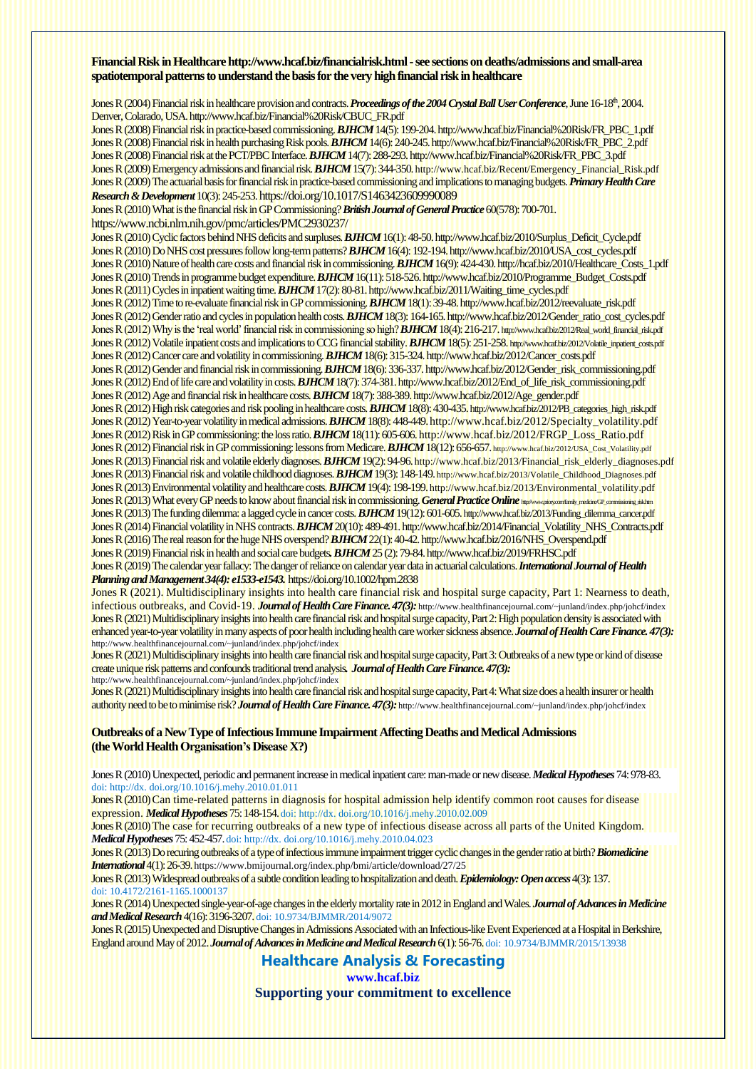**Financial Risk in Healthcare http://www.hcaf.biz/financialrisk.html - see sections on deaths/admissions and small-area spatiotemporal patterns to understand the basis for the very high financial risk in healthcare**

Jones R (2004) Financial risk in healthcare provision and contracts. ***Proceedings of the 2004 Crystal Ball User Conference***, June 16-18th, 2004. Denver, Colorado, USA. http://www.hcaf.biz/Financial%20Risk/CBUC_FR.pdf

Jones R (2008) Financial risk in practice-based commissioning. ***BJHCM*** 14(5): 199-204. http://www.hcaf.biz/Financial%20Risk/FR_PBC_1.pdf

Jones R (2008) Financial risk in health purchasing Risk pools. ***BJHCM*** 14(6): 240-245. http://www.hcaf.biz/Financial%20Risk/FR_PBC_2.pdf

Jones R (2008) Financial risk at the PCT/PBC Interface. ***BJHCM*** 14(7): 288-293. http://www.hcaf.biz/Financial%20Risk/FR_PBC_3.pdf

Jones R (2009) Emergency admissions and financial risk. ***BJHCM*** 15(7): 344-350. http://www.hcaf.biz/Recent/Emergency_Financial_Risk.pdf

Jones R (2009) The actuarial basis for financial risk in practice-based commissioning and implications to managing budgets. ***Primary Health Care Research & Development*** 10(3): 245-253. https://doi.org/10.1017/S1463423609990089

Jones R (2010) What is the financial risk in GP Commissioning? ***British Journal of General Practice*** 60(578): 700-701. https://www.ncbi.nlm.nih.gov/pmc/articles/PMC2930237/

Jones R (2010) Cyclic factors behind NHS deficits and surpluses. ***BJHCM*** 16(1): 48-50. http://www.hcaf.biz/2010/Surplus_Deficit_Cycle.pdf

Jones R (2010) Do NHS cost pressures follow long-term patterns? ***BJHCM*** 16(4): 192-194. http://www.hcaf.biz/2010/USA_cost_cycles.pdf

Jones R (2010) Nature of health care costs and financial risk in commissioning. ***BJHCM*** 16(9): 424-430. http://hcaf.biz/2010/Healthcare_Costs_1.pdf

Jones R (2010) Trends in programme budget expenditure. ***BJHCM*** 16(11): 518-526. http://www.hcaf.biz/2010/Programme_Budget_Costs.pdf

Jones R (2011) Cycles in inpatient waiting time. ***BJHCM*** 17(2): 80-81. http://www.hcaf.biz/2011/Waiting_time_cycles.pdf

Jones R (2012) Time to re-evaluate financial risk in GP commissioning. ***BJHCM*** 18(1): 39-48. http://www.hcaf.biz/2012/reevaluate_risk.pdf

Jones R (2012) Gender ratio and cycles in population health costs. ***BJHCM*** 18(3): 164-165. http://www.hcaf.biz/2012/Gender_ratio_cost_cycles.pdf

Jones R (2012) Why is the 'real world' financial risk in commissioning so high? ***BJHCM*** 18(4): 216-217. http://www.hcaf.biz/2012/Real_world_financial_risk.pdf

Jones R (2012) Volatile inpatient costs and implications to CCG financial stability. ***BJHCM*** 18(5): 251-258. http://www.hcaf.biz/2012/Volatile_inpatient_costs.pdf

Jones R (2012) Cancer care and volatility in commissioning. ***BJHCM*** 18(6): 315-324. http://www.hcaf.biz/2012/Cancer_costs.pdf

Jones R (2012) Gender and financial risk in commissioning. ***BJHCM*** 18(6): 336-337. http://www.hcaf.biz/2012/Gender_risk_commissioning.pdf

Jones R (2012) End of life care and volatility in costs. ***BJHCM*** 18(7): 374-381. http://www.hcaf.biz/2012/End_of_life_risk_commissioning.pdf

Jones R (2012) Age and financial risk in healthcare costs. ***BJHCM*** 18(7): 388-389. http://www.hcaf.biz/2012/Age_gender.pdf

Jones R (2012) High risk categories and risk pooling in healthcare costs. ***BJHCM*** 18(8): 430-435. http://www.hcaf.biz/2012/PB_categories_high_risk.pdf

Jones R (2012) Year-to-year volatility in medical admissions. ***BJHCM*** 18(8): 448-449. http://www.hcaf.biz/2012/Specialty_volatility.pdf

Jones R (2012) Risk in GP commissioning: the loss ratio. ***BJHCM*** 18(11): 605-606. http://www.hcaf.biz/2012/FRGP_Loss_Ratio.pdf

Jones R (2012) Financial risk in GP commissioning: lessons from Medicare. ***BJHCM*** 18(12): 656-657. http://www.hcaf.biz/2012/USA_Cost_Volatility.pdf

Jones R (2013) Financial risk and volatile elderly diagnoses. ***BJHCM*** 19(2): 94-96. http://www.hcaf.biz/2013/Financial_risk_elderly_diagnoses.pdf

Jones R (2013) Financial risk and volatile childhood diagnoses. ***BJHCM*** 19(3): 148-149. http://www.hcaf.biz/2013/Volatile_Childhood_Diagnoses.pdf

Jones R (2013) Environmental volatility and healthcare costs. ***BJHCM*** 19(4): 198-199. http://www.hcaf.biz/2013/Environmental_volatility.pdf

Jones R (2013) What every GP needs to know about financial risk in commissioning. ***General Practice Online*** http://www.priory.com/family_medicine/GP_commissioning_risk.htm

Jones R (2013) The funding dilemma: a lagged cycle in cancer costs. ***BJHCM*** 19(12): 601-605. http://www.hcaf.biz/2013/Funding_dilemma_cancer.pdf

Jones R (2014) Financial volatility in NHS contracts. ***BJHCM*** 20(10): 489-491. http://www.hcaf.biz/2014/Financial_Volatility_NHS_Contracts.pdf

Jones R (2016) The real reason for the huge NHS overspend? ***BJHCM*** 22(1): 40-42. http://www.hcaf.biz/2016/NHS_Overspend.pdf

Jones R (2019) Financial risk in health and social care budgets. ***BJHCM*** 25 (2): 79-84. http://www.hcaf.biz/2019/FRHSC.pdf

Jones R (2019) The calendar year fallacy: The danger of reliance on calendar year data in actuarial calculations. ***International Journal of Health Planning and Management 34(4): e1533-e1543.*** https://doi.org/10.1002/hpm.2838

Jones R (2021). Multidisciplinary insights into health care financial risk and hospital surge capacity, Part 1: Nearness to death, infectious outbreaks, and Covid-19. ***Journal of Health Care Finance. 47(3):*** http://www.healthfinancejournal.com/~junland/index.php/johcf/index

Jones R (2021) Multidisciplinary insights into health care financial risk and hospital surge capacity, Part 2: High population density is associated with enhanced year-to-year volatility in many aspects of poor health including health care worker sickness absence. ***Journal of Health Care Finance. 47(3):*** http://www.healthfinancejournal.com/~junland/index.php/johcf/index

Jones R (2021) Multidisciplinary insights into health care financial risk and hospital surge capacity, Part 3: Outbreaks of a new type or kind of disease create unique risk patterns and confounds traditional trend analysis. ***Journal of Health Care Finance. 47(3):*** http://www.healthfinancejournal.com/~junland/index.php/johcf/index

Jones R (2021) Multidisciplinary insights into health care financial risk and hospital surge capacity, Part 4: What size does a health insurer or health authority need to be to minimise risk? ***Journal of Health Care Finance. 47(3):*** http://www.healthfinancejournal.com/~junland/index.php/johcf/index

**Outbreaks of a New Type of Infectious Immune Impairment Affecting Deaths and Medical Admissions (the World Health Organisation's Disease X?)**

Jones R (2010) Unexpected, periodic and permanent increase in medical inpatient care: man-made or new disease. ***Medical Hypotheses*** 74: 978-83. doi: http://dx. doi.org/10.1016/j.mehy.2010.01.011

Jones R (2010) Can time-related patterns in diagnosis for hospital admission help identify common root causes for disease expression. ***Medical Hypotheses*** 75: 148-154. doi: http://dx. doi.org/10.1016/j.mehy.2010.02.009

Jones R (2010) The case for recurring outbreaks of a new type of infectious disease across all parts of the United Kingdom. ***Medical Hypotheses*** 75: 452-457. doi: http://dx. doi.org/10.1016/j.mehy.2010.04.023

Jones R (2013) Do recuring outbreaks of a type of infectious immune impairment trigger cyclic changes in the gender ratio at birth? ***Biomedicine International*** 4(1): 26-39. https://www.bmijournal.org/index.php/bmi/article/download/27/25

Jones R (2013) Widespread outbreaks of a subtle condition leading to hospitalization and death. ***Epidemiology: Open access*** 4(3): 137. doi: 10.4172/2161-1165.1000137

Jones R (2014) Unexpected single-year-of-age changes in the elderly mortality rate in 2012 in England and Wales. ***Journal of Advances in Medicine and Medical Research*** 4(16): 3196-3207. doi: 10.9734/BJMMR/2014/9072

Jones R (2015) Unexpected and Disruptive Changes in Admissions Associated with an Infectious-like Event Experienced at a Hospital in Berkshire, England around May of 2012. ***Journal of Advances in Medicine and Medical Research*** 6(1): 56-76. doi: 10.9734/BJMMR/2015/13938

**Healthcare Analysis & Forecasting**

**www.hcaf.biz**

**Supporting your commitment to excellence**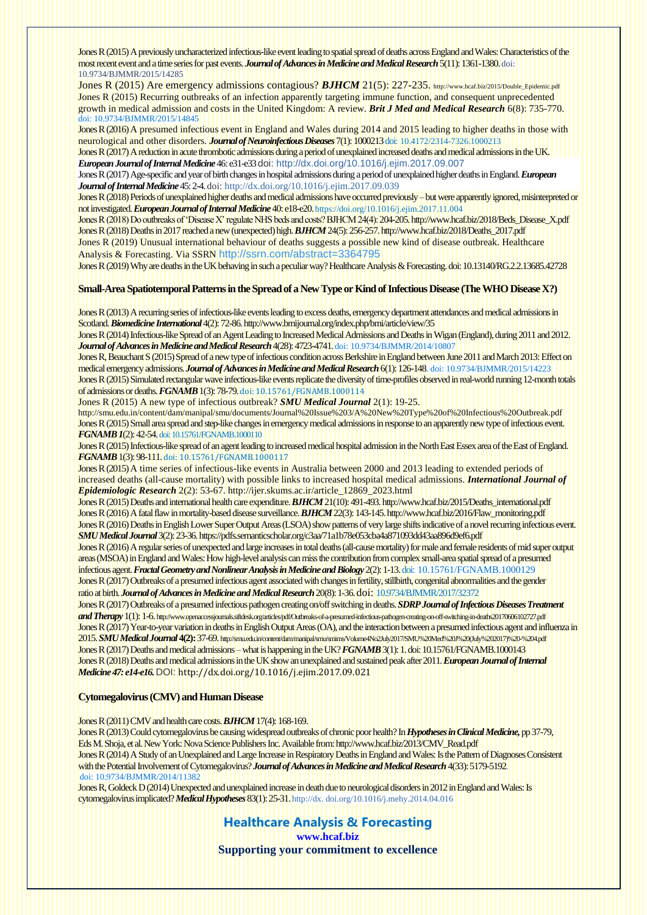Jones R (2015) A previously uncharacterized infectious-like event leading to spatial spread of deaths across England and Wales: Characteristics of the most recent event and a time series for past events. ***Journal of Advances in Medicine and Medical Research*** 5(11): 1361-1380. doi: 10.9734/BJMMR/2015/14285

Jones R (2015) Are emergency admissions contagious? ***BJHCM*** 21(5): 227-235. http://www.hcaf.biz/2015/Double_Epidemic.pdf

Jones R (2015) Recurring outbreaks of an infection apparently targeting immune function, and consequent unprecedented growth in medical admission and costs in the United Kingdom: A review. ***Brit J Med and Medical Research*** 6(8): 735-770. doi: 10.9734/BJMMR/2015/14845

Jones R (2016) A presumed infectious event in England and Wales during 2014 and 2015 leading to higher deaths in those with neurological and other disorders. ***Journal of Neuroinfectious Diseases*** 7(1): 1000213 doi: 10.4172/2314-7326.1000213

Jones R (2017) A reduction in acute thrombotic admissions during a period of unexplained increased deaths and medical admissions in the UK. ***European Journal of Internal Medicine*** 46: e31-e33 doi: http://dx.doi.org/10.1016/j.ejim.2017.09.007

Jones R (2017) Age-specific and year of birth changes in hospital admissions during a period of unexplained higher deaths in England. ***European Journal of Internal Medicine*** 45: 2-4. doi: http://dx.doi.org/10.1016/j.ejim.2017.09.039

Jones R (2018) Periods of unexplained higher deaths and medical admissions have occurred previously – but were apparently ignored, misinterpreted or not investigated. ***European Journal of Internal Medicine*** 40: e18-e20. https://doi.org/10.1016/j.ejim.2017.11.004

Jones R (2018) Do outbreaks of 'Disease X' regulate NHS beds and costs? BJHCM 24(4): 204-205. http://www.hcaf.biz/2018/Beds_Disease_X.pdf

Jones R (2018) Deaths in 2017 reached a new (unexpected) high. ***BJHCM*** 24(5): 256-257. http://www.hcaf.biz/2018/Deaths_2017.pdf

Jones R (2019) Unusual international behaviour of deaths suggests a possible new kind of disease outbreak. Healthcare Analysis & Forecasting. Via SSRN http://ssrn.com/abstract=3364795

Jones R (2019) Why are deaths in the UK behaving in such a peculiar way? Healthcare Analysis & Forecasting. doi: 10.13140/RG.2.2.13685.42728

## Small-Area Spatiotemporal Patterns in the Spread of a New Type or Kind of Infectious Disease (The WHO Disease X?)

Jones R (2013) A recurring series of infectious-like events leading to excess deaths, emergency department attendances and medical admissions in Scotland. ***Biomedicine International*** 4(2): 72-86. http://www.bmijournal.org/index.php/bmi/article/view/35

Jones R (2014) Infectious-like Spread of an Agent Leading to Increased Medical Admissions and Deaths in Wigan (England), during 2011 and 2012. ***Journal of Advances in Medicine and Medical Research*** 4(28): 4723-4741. doi: 10.9734/BJMMR/2014/10807

Jones R, Beauchant S (2015) Spread of a new type of infectious condition across Berkshire in England between June 2011 and March 2013: Effect on medical emergency admissions. ***Journal of Advances in Medicine and Medical Research*** 6(1): 126-148. doi: 10.9734/BJMMR/2015/14223

Jones R (2015) Simulated rectangular wave infectious-like events replicate the diversity of time-profiles observed in real-world running 12-month totals of admissions or deaths. ***FGNAMB*** 1(3): 78-79. doi: 10.15761/FGNAMB.1000114

Jones R (2015) A new type of infectious outbreak? ***SMU Medical Journal*** 2(1): 19-25. http://smu.edu.in/content/dam/manipal/smu/documents/Journal%203Issue%203/A%20New%20Type%20of%20Infectious%20Outbreak.pdf

Jones R (2015) Small area spread and step-like changes in emergency medical admissions in response to an apparently new type of infectious event. ***FGNAMB 1***(2): 42-54. doi: 10.15761/FGNAMB.1000110

Jones R (2015) Infectious-like spread of an agent leading to increased medical hospital admission in the North East Essex area of the East of England. ***FGNAMB*** 1(3): 98-111. doi: 10.15761/FGNAMB.1000117

Jones R (2015) A time series of infectious-like events in Australia between 2000 and 2013 leading to extended periods of increased deaths (all-cause mortality) with possible links to increased hospital medical admissions. ***International Journal of Epidemiologic Research*** 2(2): 53-67. http://ijer.skums.ac.ir/article_12869_2023.html

Jones R (2015) Deaths and international health care expenditure. ***BJHCM*** 21(10): 491-493. http://www.hcaf.biz/2015/Deaths_international.pdf

Jones R (2016) A fatal flaw in mortality-based disease surveillance. ***BJHCM*** 22(3): 143-145. http://www.hcaf.biz/2016/Flaw_monitoring.pdf

Jones R (2016) Deaths in English Lower Super Output Areas (LSOA) show patterns of very large shifts indicative of a novel recurring infectious event. ***SMU Medical Journal*** 3(2): 23-36. https://pdfs.semanticscholar.org/c3aa/71a1b78e053cba4a871093dd43aa896d9ef6.pdf

Jones R (2016) A regular series of unexpected and large increases in total deaths (all-cause mortality) for male and female residents of mid super output areas (MSOA) in England and Wales: How high-level analysis can miss the contribution from complex small-area spatial spread of a presumed infectious agent. ***Fractal Geometry and Nonlinear Analysis in Medicine and Biology*** 2(2): 1-13. doi: 10.15761/FGNAMB.1000129

Jones R (2017) Outbreaks of a presumed infectious agent associated with changes in fertility, stillbirth, congenital abnormalities and the gender ratio at birth. ***Journal of Advances in Medicine and Medical Research*** 20(8): 1-36. doi: 10.9734/BJMMR/2017/32372

Jones R (2017) Outbreaks of a presumed infectious pathogen creating on/off switching in deaths. ***SDRP Journal of Infectious Diseases Treatment and Therapy*** 1(1): 1-6. http://www.openaccessjournals.siftdesk.org/articles/pdf/Outbreaks-of-a-presumed-infectious-pathogen-creating-on-off-switching-in-deaths20170606102727.pdf

Jones R (2017) Year-to-year variation in deaths in English Output Areas (OA), and the interaction between a presumed infectious agent and influenza in 2015. ***SMU Medical Journal*** **4(2):** 37-69. http://smu.edu.in/content/dam/manipal/smu/smims/Volume4No2July2017/SMU%20Med%20J%20(July%202017)%20-%204.pdf

Jones R (2017) Deaths and medical admissions – what is happening in the UK? ***FGNAMB*** 3(1): 1. doi: 10.15761/FGNAMB.1000143

Jones R (2018) Deaths and medical admissions in the UK show an unexplained and sustained peak after 2011. ***European Journal of Internal Medicine 47: e14-e16.*** DOI: http://dx.doi.org/10.1016/j.ejim.2017.09.021

## Cytomegalovirus (CMV) and Human Disease

Jones R (2011) CMV and health care costs. ***BJHCM*** 17(4): 168-169.

Jones R (2013) Could cytomegalovirus be causing widespread outbreaks of chronic poor health? In ***Hypotheses in Clinical Medicine,*** pp 37-79, Eds M. Shoja, et al. New York: Nova Science Publishers Inc. Available from: http://www.hcaf.biz/2013/CMV_Read.pdf

Jones R (2014) A Study of an Unexplained and Large Increase in Respiratory Deaths in England and Wales: Is the Pattern of Diagnoses Consistent with the Potential Involvement of Cytomegalovirus? ***Journal of Advances in Medicine and Medical Research*** 4(33): 5179-5192. doi: 10.9734/BJMMR/2014/11382

Jones R, Goldeck D (2014) Unexpected and unexplained increase in death due to neurological disorders in 2012 in England and Wales: Is cytomegalovirus implicated? ***Medical Hypotheses*** 83(1): 25-31. http://dx. doi.org/10.1016/j.mehy.2014.04.016

**Healthcare Analysis & Forecasting**
**www.hcaf.biz**
**Supporting your commitment to excellence**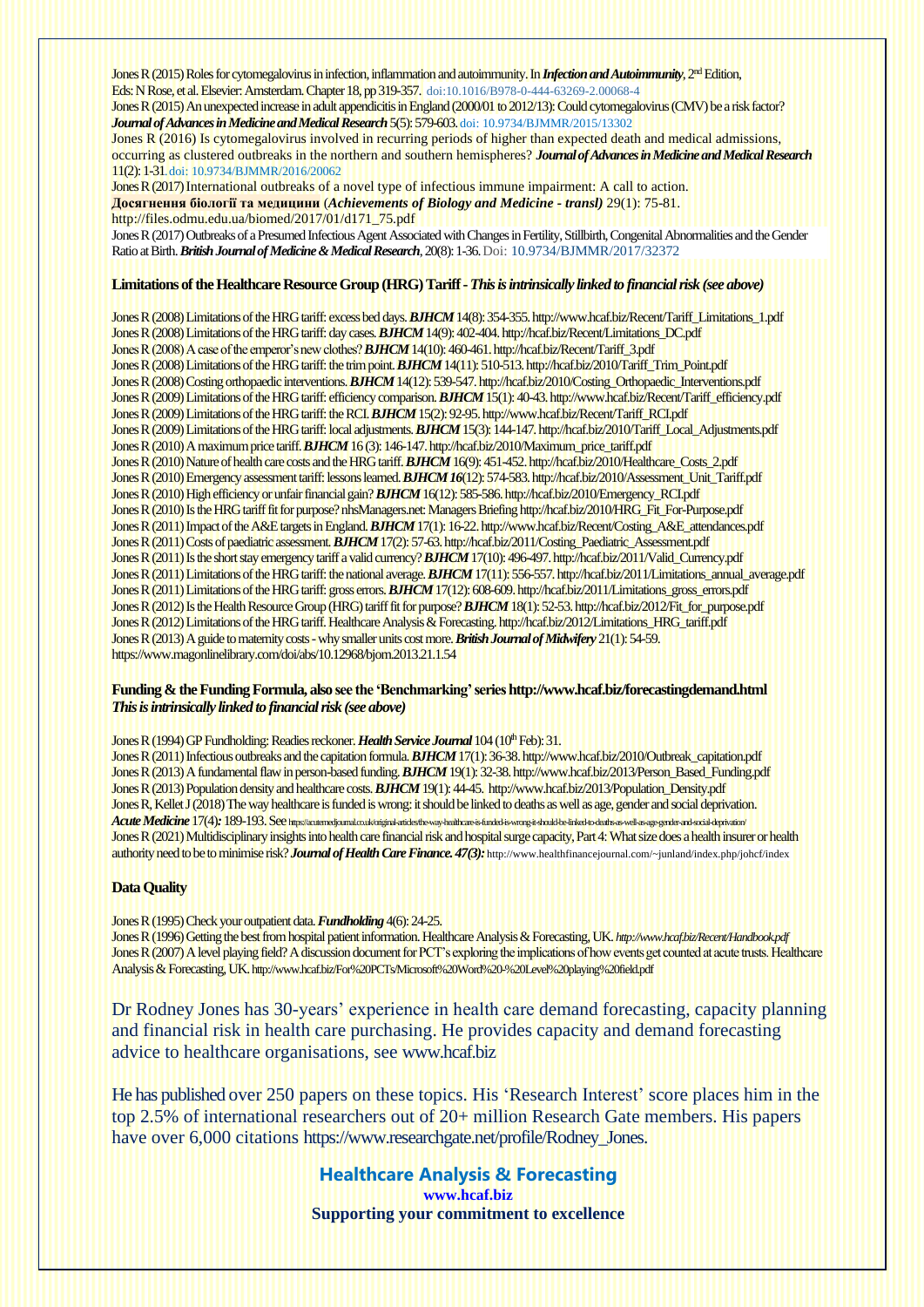Jones R (2015) Roles for cytomegalovirus in infection, inflammation and autoimmunity. In ***Infection and Autoimmunity***, 2nd Edition, Eds: N Rose, et al. Elsevier: Amsterdam. Chapter 18, pp 319-357. doi:10.1016/B978-0-444-63269-2.00068-4

Jones R (2015) An unexpected increase in adult appendicitis in England (2000/01 to 2012/13): Could cytomegalovirus (CMV) be a risk factor? ***Journal of Advances in Medicine and Medical Research*** 5(5): 579-603. doi: 10.9734/BJMMR/2015/13302

Jones R (2016) Is cytomegalovirus involved in recurring periods of higher than expected death and medical admissions, occurring as clustered outbreaks in the northern and southern hemispheres? ***Journal of Advances in Medicine and Medical Research*** 11(2): 1-31. doi: 10.9734/BJMMR/2016/20062

Jones R (2017) International outbreaks of a novel type of infectious immune impairment: A call to action. **Досягнення біології та медицини** (***Achievements of Biology and Medicine - transl)*** 29(1): 75-81. http://files.odmu.edu.ua/biomed/2017/01/d171_75.pdf

Jones R (2017) Outbreaks of a Presumed Infectious Agent Associated with Changes in Fertility, Stillbirth, Congenital Abnormalities and the Gender Ratio at Birth. ***British Journal of Medicine & Medical Research***, 20(8): 1-36. Doi: 10.9734/BJMMR/2017/32372

## Limitations of the Healthcare Resource Group (HRG) Tariff - *This is intrinsically linked to financial risk (see above)*

Jones R (2008) Limitations of the HRG tariff: excess bed days. ***BJHCM*** 14(8): 354-355. http://www.hcaf.biz/Recent/Tariff_Limitations_1.pdf
Jones R (2008) Limitations of the HRG tariff: day cases. ***BJHCM*** 14(9): 402-404. http://hcaf.biz/Recent/Limitations_DC.pdf
Jones R (2008) A case of the emperor's new clothes? ***BJHCM*** 14(10): 460-461. http://hcaf.biz/Recent/Tariff_3.pdf
Jones R (2008) Limitations of the HRG tariff: the trim point. ***BJHCM*** 14(11): 510-513. http://hcaf.biz/2010/Tariff_Trim_Point.pdf
Jones R (2008) Costing orthopaedic interventions. ***BJHCM*** 14(12): 539-547. http://hcaf.biz/2010/Costing_Orthopaedic_Interventions.pdf
Jones R (2009) Limitations of the HRG tariff: efficiency comparison. ***BJHCM*** 15(1): 40-43. http://www.hcaf.biz/Recent/Tariff_efficiency.pdf
Jones R (2009) Limitations of the HRG tariff: the RCI. ***BJHCM*** 15(2): 92-95. http://www.hcaf.biz/Recent/Tariff_RCI.pdf
Jones R (2009) Limitations of the HRG tariff: local adjustments. ***BJHCM*** 15(3): 144-147. http://hcaf.biz/2010/Tariff_Local_Adjustments.pdf
Jones R (2010) A maximum price tariff. ***BJHCM*** 16 (3): 146-147. http://hcaf.biz/2010/Maximum_price_tariff.pdf
Jones R (2010) Nature of health care costs and the HRG tariff. ***BJHCM*** 16(9): 451-452. http://hcaf.biz/2010/Healthcare_Costs_2.pdf
Jones R (2010) Emergency assessment tariff: lessons learned. ***BJHCM 16***(12): 574-583. http://hcaf.biz/2010/Assessment_Unit_Tariff.pdf
Jones R (2010) High efficiency or unfair financial gain? ***BJHCM*** 16(12): 585-586. http://hcaf.biz/2010/Emergency_RCI.pdf
Jones R (2010) Is the HRG tariff fit for purpose? nhsManagers.net: Managers Briefing http://hcaf.biz/2010/HRG_Fit_For-Purpose.pdf
Jones R (2011) Impact of the A&E targets in England. ***BJHCM*** 17(1): 16-22. http://www.hcaf.biz/Recent/Costing_A&E_attendances.pdf
Jones R (2011) Costs of paediatric assessment. ***BJHCM*** 17(2): 57-63. http://hcaf.biz/2011/Costing_Paediatric_Assessment.pdf
Jones R (2011) Is the short stay emergency tariff a valid currency? ***BJHCM*** 17(10): 496-497. http://hcaf.biz/2011/Valid_Currency.pdf
Jones R (2011) Limitations of the HRG tariff: the national average. ***BJHCM*** 17(11): 556-557. http://hcaf.biz/2011/Limitations_annual_average.pdf
Jones R (2011) Limitations of the HRG tariff: gross errors. ***BJHCM*** 17(12): 608-609. http://hcaf.biz/2011/Limitations_gross_errors.pdf
Jones R (2012) Is the Health Resource Group (HRG) tariff fit for purpose? ***BJHCM*** 18(1): 52-53. http://hcaf.biz/2012/Fit_for_purpose.pdf
Jones R (2012) Limitations of the HRG tariff. Healthcare Analysis & Forecasting. http://hcaf.biz/2012/Limitations_HRG_tariff.pdf
Jones R (2013) A guide to maternity costs - why smaller units cost more. ***British Journal of Midwifery*** 21(1): 54-59. https://www.magonlinelibrary.com/doi/abs/10.12968/bjom.2013.21.1.54

## Funding & the Funding Formula, also see the 'Benchmarking' series http://www.hcaf.biz/forecastingdemand.html *This is intrinsically linked to financial risk (see above)*

Jones R (1994) GP Fundholding: Readies reckoner. ***Health Service Journal*** 104 (10th Feb): 31.
Jones R (2011) Infectious outbreaks and the capitation formula. ***BJHCM*** 17(1): 36-38. http://www.hcaf.biz/2010/Outbreak_capitation.pdf
Jones R (2013) A fundamental flaw in person-based funding. ***BJHCM*** 19(1): 32-38. http://www.hcaf.biz/2013/Person_Based_Funding.pdf
Jones R (2013) Population density and healthcare costs. ***BJHCM*** 19(1): 44-45. http://www.hcaf.biz/2013/Population_Density.pdf
Jones R, Kellet J (2018) The way healthcare is funded is wrong: it should be linked to deaths as well as age, gender and social deprivation. ***Acute Medicine*** 17(4)***:*** 189-193. See https://acutemedjournal.co.uk/original-articles/the-way-healthcare-is-funded-is-wrong-it-should-be-linked-to-deaths-as-well-as-age-gender-and-social-deprivation/
Jones R (2021) Multidisciplinary insights into health care financial risk and hospital surge capacity, Part 4: What size does a health insurer or health authority need to be to minimise risk? ***Journal of Health Care Finance. 47(3):*** http://www.healthfinancejournal.com/~junland/index.php/johcf/index

## Data Quality

Jones R (1995) Check your outpatient data. ***Fundholding*** 4(6): 24-25.
Jones R (1996) Getting the best from hospital patient information. Healthcare Analysis & Forecasting, UK. *http://www.hcaf.biz/Recent/Handbook.pdf*
Jones R (2007) A level playing field? A discussion document for PCT's exploring the implications of how events get counted at acute trusts. Healthcare Analysis & Forecasting, UK. http://www.hcaf.biz/For%20PCTs/Microsoft%20Word%20-%20Level%20playing%20field.pdf

Dr Rodney Jones has 30-years' experience in health care demand forecasting, capacity planning and financial risk in health care purchasing. He provides capacity and demand forecasting advice to healthcare organisations, see www.hcaf.biz

He has published over 250 papers on these topics. His 'Research Interest' score places him in the top 2.5% of international researchers out of 20+ million Research Gate members. His papers have over 6,000 citations https://www.researchgate.net/profile/Rodney_Jones.

**Healthcare Analysis & Forecasting**
**www.hcaf.biz**
**Supporting your commitment to excellence**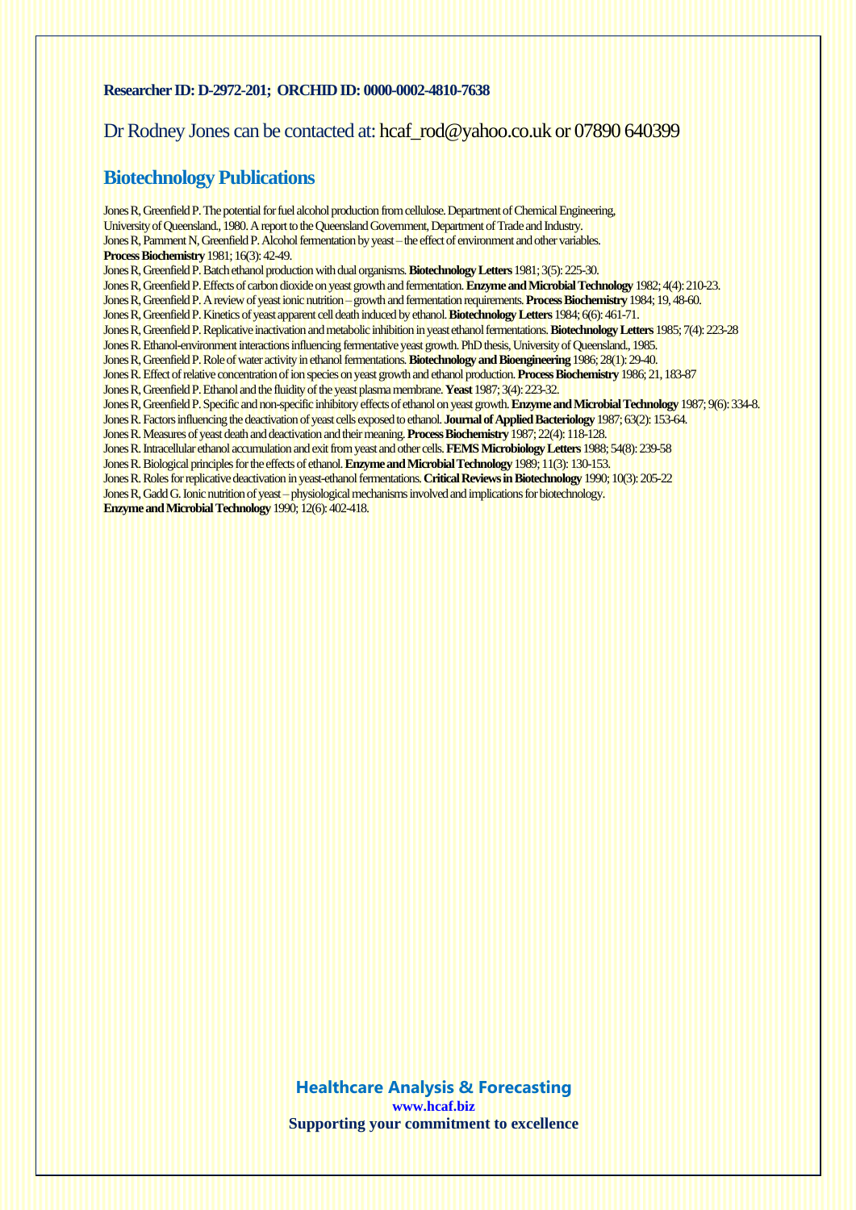**Researcher ID: D-2972-201; ORCHID ID: 0000-0002-4810-7638**

Dr Rodney Jones can be contacted at: hcaf_rod@yahoo.co.uk or 07890 640399

## Biotechnology Publications

Jones R, Greenfield P. The potential for fuel alcohol production from cellulose. Department of Chemical Engineering, University of Queensland., 1980. A report to the Queensland Government, Department of Trade and Industry.

Jones R, Pamment N, Greenfield P. Alcohol fermentation by yeast – the effect of environment and other variables. **Process Biochemistry** 1981; 16(3): 42-49.

Jones R, Greenfield P. Batch ethanol production with dual organisms. **Biotechnology Letters** 1981; 3(5): 225-30.

Jones R, Greenfield P. Effects of carbon dioxide on yeast growth and fermentation. **Enzyme and Microbial Technology** 1982; 4(4): 210-23.

Jones R, Greenfield P. A review of yeast ionic nutrition – growth and fermentation requirements. **Process Biochemistry** 1984; 19, 48-60.

Jones R, Greenfield P. Kinetics of yeast apparent cell death induced by ethanol. **Biotechnology Letters** 1984; 6(6): 461-71.

Jones R, Greenfield P. Replicative inactivation and metabolic inhibition in yeast ethanol fermentations. **Biotechnology Letters** 1985; 7(4): 223-28

Jones R. Ethanol-environment interactions influencing fermentative yeast growth. PhD thesis, University of Queensland., 1985.

Jones R, Greenfield P. Role of water activity in ethanol fermentations. **Biotechnology and Bioengineering** 1986; 28(1): 29-40.

Jones R. Effect of relative concentration of ion species on yeast growth and ethanol production. **Process Biochemistry** 1986; 21, 183-87

Jones R, Greenfield P. Ethanol and the fluidity of the yeast plasma membrane. **Yeast** 1987; 3(4): 223-32.

Jones R, Greenfield P. Specific and non-specific inhibitory effects of ethanol on yeast growth. **Enzyme and Microbial Technology** 1987; 9(6): 334-8.

Jones R. Factors influencing the deactivation of yeast cells exposed to ethanol. **Journal of Applied Bacteriology** 1987; 63(2): 153-64.

Jones R. Measures of yeast death and deactivation and their meaning. **Process Biochemistry** 1987; 22(4): 118-128.

Jones R. Intracellular ethanol accumulation and exit from yeast and other cells. **FEMS Microbiology Letters** 1988; 54(8): 239-58

Jones R. Biological principles for the effects of ethanol. **Enzyme and Microbial Technology** 1989; 11(3): 130-153.

Jones R. Roles for replicative deactivation in yeast-ethanol fermentations. **Critical Reviews in Biotechnology** 1990; 10(3): 205-22

Jones R, Gadd G. Ionic nutrition of yeast – physiological mechanisms involved and implications for biotechnology. **Enzyme and Microbial Technology** 1990; 12(6): 402-418.

**Healthcare Analysis & Forecasting**

**www.hcaf.biz**

**Supporting your commitment to excellence**